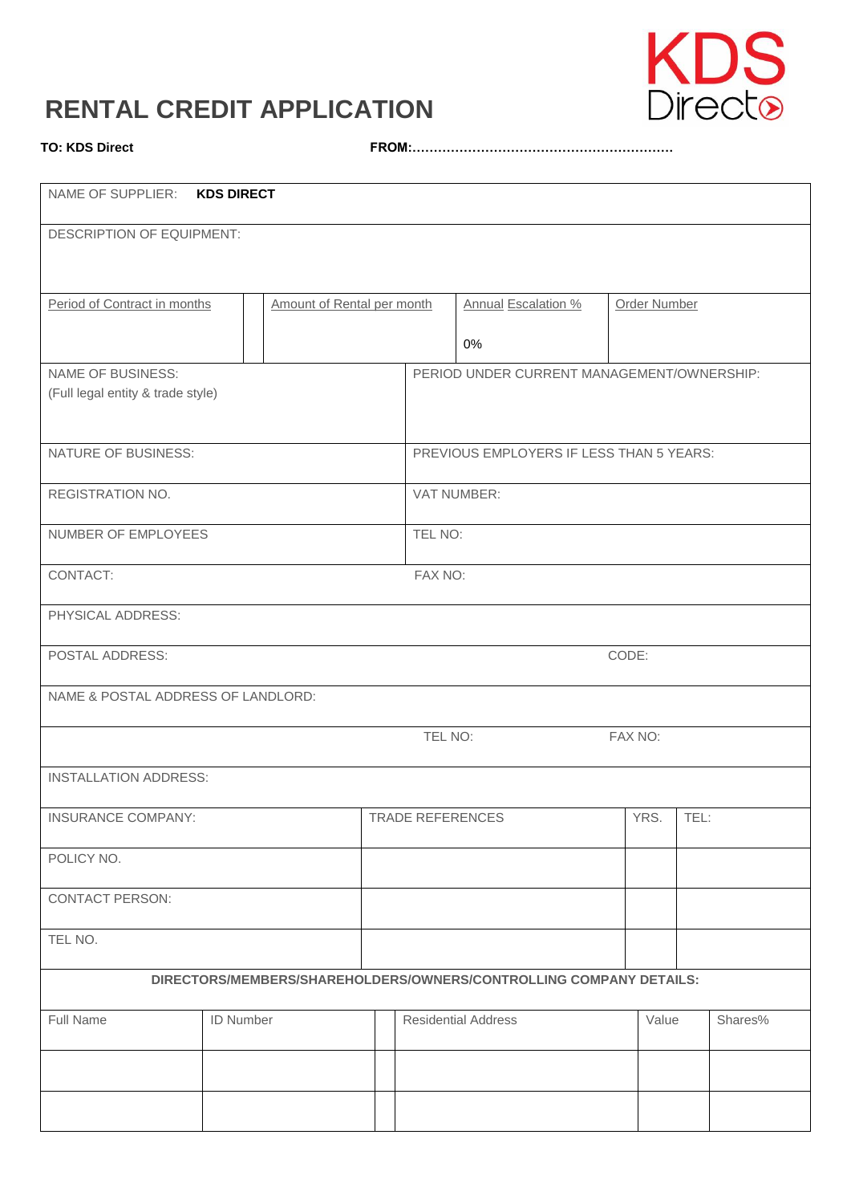# RENTAL CREDIT APPLICATION

KDS Direct

**TO: KDS Direct** **FROM:………………………………………………………**

| NAME OF SUPPLIER: **KDS DIRECT** | | | |
|---|---|---|---|
| DESCRIPTION OF EQUIPMENT: | | | |
| Period of Contract in months | Amount of Rental per month | Annual Escalation % <br> 0% | Order Number |

| NAME OF BUSINESS: <br> (Full legal entity & trade style) | PERIOD UNDER CURRENT MANAGEMENT/OWNERSHIP: |
|---|---|
| NATURE OF BUSINESS: | PREVIOUS EMPLOYERS IF LESS THAN 5 YEARS: |
| REGISTRATION NO. | VAT NUMBER: |
| NUMBER OF EMPLOYEES | TEL NO: |
| CONTACT: | FAX NO: |

| PHYSICAL ADDRESS: | | |
|---|---|---|
| POSTAL ADDRESS: | | CODE: |
| NAME & POSTAL ADDRESS OF LANDLORD: | | |
| | TEL NO: | FAX NO: |
| INSTALLATION ADDRESS: | | |

| INSURANCE COMPANY: | TRADE REFERENCES | YRS. | TEL: |
|---|---|---|---|
| POLICY NO. | | | |
| CONTACT PERSON: | | | |
| TEL NO. | | | |

**DIRECTORS/MEMBERS/SHAREHOLDERS/OWNERS/CONTROLLING COMPANY DETAILS:**

| Full Name | ID Number | Residential Address | Value | Shares% |
|---|---|---|---|---|
| | | | | |
| | | | | |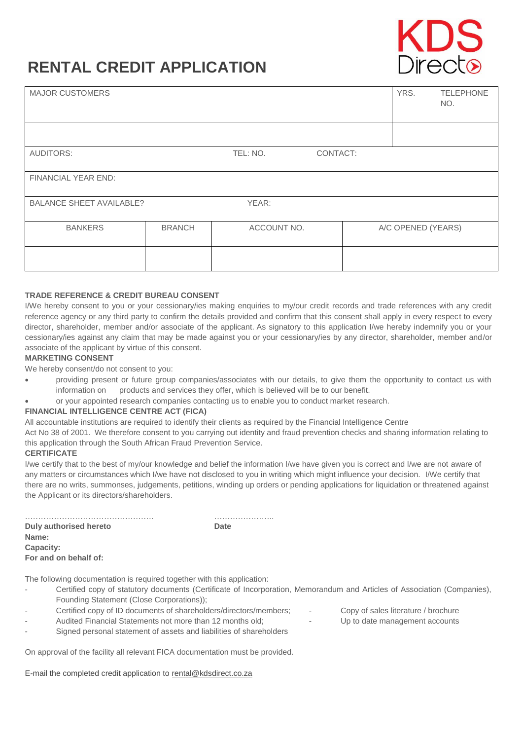# RENTAL CREDIT APPLICATION

KDS Direct

| MAJOR CUSTOMERS | YRS. | TELEPHONE NO. |
|---|---|---|
| | | |

| | | |
|---|---|---|
| AUDITORS: | TEL: NO. | CONTACT: |
| FINANCIAL YEAR END: | | |
| BALANCE SHEET AVAILABLE? | YEAR: | |

| BANKERS | BRANCH | ACCOUNT NO. | A/C OPENED (YEARS) |
|---|---|---|---|
| | | | |

**TRADE REFERENCE & CREDIT BUREAU CONSENT**

I/We hereby consent to you or your cessionary/ies making enquiries to my/our credit records and trade references with any credit reference agency or any third party to confirm the details provided and confirm that this consent shall apply in every respect to every director, shareholder, member and/or associate of the applicant. As signatory to this application I/we hereby indemnify you or your cessionary/ies against any claim that may be made against you or your cessionary/ies by any director, shareholder, member and/or associate of the applicant by virtue of this consent.

**MARKETING CONSENT**

We hereby consent/do not consent to you:

- providing present or future group companies/associates with our details, to give them the opportunity to contact us with information on products and services they offer, which is believed will be to our benefit.
- or your appointed research companies contacting us to enable you to conduct market research.

**FINANCIAL INTELLIGENCE CENTRE ACT (FICA)**

All accountable institutions are required to identify their clients as required by the Financial Intelligence Centre Act No 38 of 2001. We therefore consent to you carrying out identity and fraud prevention checks and sharing information relating to this application through the South African Fraud Prevention Service.

**CERTIFICATE**

I/we certify that to the best of my/our knowledge and belief the information I/we have given you is correct and I/we are not aware of any matters or circumstances which I/we have not disclosed to you in writing which might influence your decision. I/We certify that there are no writs, summonses, judgements, petitions, winding up orders or pending applications for liquidation or threatened against the Applicant or its directors/shareholders.

………………………………………… ……………………..

**Duly authorised hereto** **Date**

**Name:**

**Capacity:**

**For and on behalf of:**

The following documentation is required together with this application:

- Certified copy of statutory documents (Certificate of Incorporation, Memorandum and Articles of Association (Companies), Founding Statement (Close Corporations));
- Certified copy of ID documents of shareholders/directors/members;
- Audited Financial Statements not more than 12 months old;
- Signed personal statement of assets and liabilities of shareholders
- Copy of sales literature / brochure
- Up to date management accounts

On approval of the facility all relevant FICA documentation must be provided.

E-mail the completed credit application to rental@kdsdirect.co.za